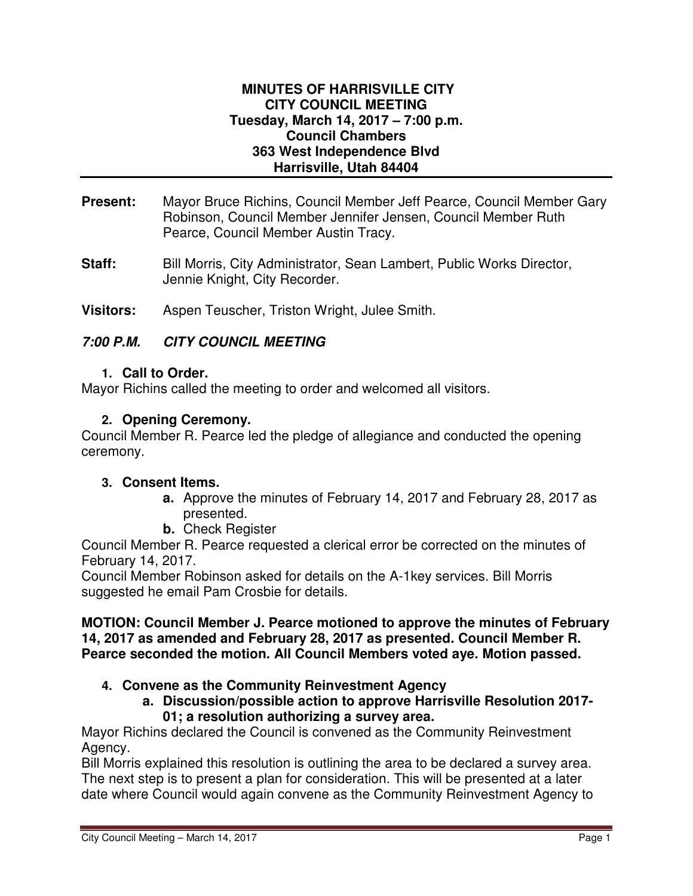**MINUTES OF HARRISVILLE CITY**
**CITY COUNCIL MEETING**
**Tuesday, March 14, 2017 – 7:00 p.m.**
**Council Chambers**
**363 West Independence Blvd**
**Harrisville, Utah 84404**

---

**Present:** Mayor Bruce Richins, Council Member Jeff Pearce, Council Member Gary Robinson, Council Member Jennifer Jensen, Council Member Ruth Pearce, Council Member Austin Tracy.

**Staff:** Bill Morris, City Administrator, Sean Lambert, Public Works Director, Jennie Knight, City Recorder.

**Visitors:** Aspen Teuscher, Triston Wright, Julee Smith.

***7:00 P.M. CITY COUNCIL MEETING***

1. **Call to Order.**

Mayor Richins called the meeting to order and welcomed all visitors.

2. **Opening Ceremony.**

Council Member R. Pearce led the pledge of allegiance and conducted the opening ceremony.

3. **Consent Items.**
   - **a.** Approve the minutes of February 14, 2017 and February 28, 2017 as presented.
   - **b.** Check Register

Council Member R. Pearce requested a clerical error be corrected on the minutes of February 14, 2017.
Council Member Robinson asked for details on the A-1key services. Bill Morris suggested he email Pam Crosbie for details.

**MOTION: Council Member J. Pearce motioned to approve the minutes of February 14, 2017 as amended and February 28, 2017 as presented. Council Member R. Pearce seconded the motion. All Council Members voted aye. Motion passed.**

4. **Convene as the Community Reinvestment Agency**
   - **a. Discussion/possible action to approve Harrisville Resolution 2017-01; a resolution authorizing a survey area.**

Mayor Richins declared the Council is convened as the Community Reinvestment Agency.
Bill Morris explained this resolution is outlining the area to be declared a survey area. The next step is to present a plan for consideration. This will be presented at a later date where Council would again convene as the Community Reinvestment Agency to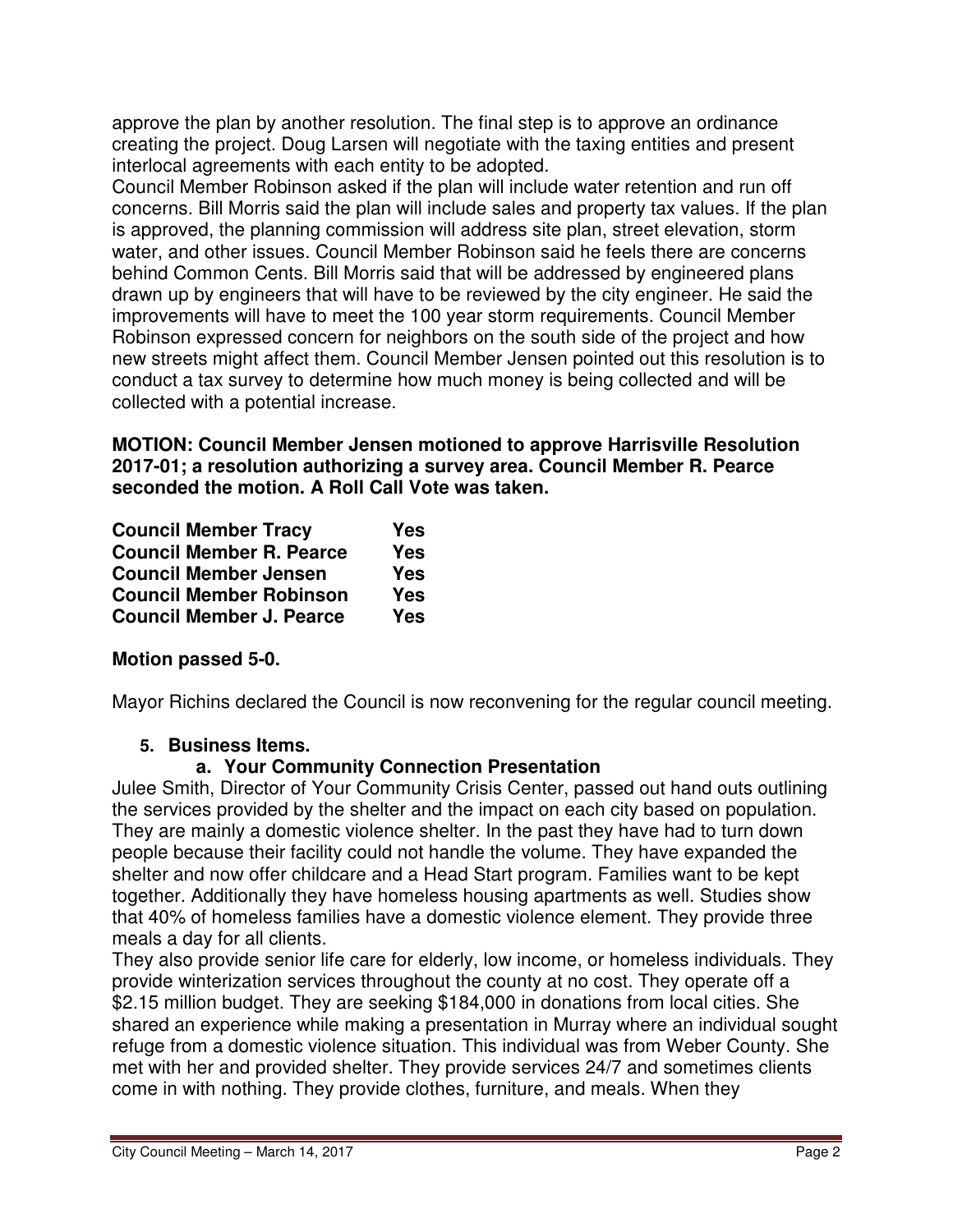approve the plan by another resolution. The final step is to approve an ordinance creating the project. Doug Larsen will negotiate with the taxing entities and present interlocal agreements with each entity to be adopted.

Council Member Robinson asked if the plan will include water retention and run off concerns. Bill Morris said the plan will include sales and property tax values. If the plan is approved, the planning commission will address site plan, street elevation, storm water, and other issues. Council Member Robinson said he feels there are concerns behind Common Cents. Bill Morris said that will be addressed by engineered plans drawn up by engineers that will have to be reviewed by the city engineer. He said the improvements will have to meet the 100 year storm requirements. Council Member Robinson expressed concern for neighbors on the south side of the project and how new streets might affect them. Council Member Jensen pointed out this resolution is to conduct a tax survey to determine how much money is being collected and will be collected with a potential increase.

**MOTION: Council Member Jensen motioned to approve Harrisville Resolution 2017-01; a resolution authorizing a survey area. Council Member R. Pearce seconded the motion. A Roll Call Vote was taken.**

| | |
|---|---|
| **Council Member Tracy** | **Yes** |
| **Council Member R. Pearce** | **Yes** |
| **Council Member Jensen** | **Yes** |
| **Council Member Robinson** | **Yes** |
| **Council Member J. Pearce** | **Yes** |

**Motion passed 5-0.**

Mayor Richins declared the Council is now reconvening for the regular council meeting.

## 5. Business Items.

### a. Your Community Connection Presentation

Julee Smith, Director of Your Community Crisis Center, passed out hand outs outlining the services provided by the shelter and the impact on each city based on population. They are mainly a domestic violence shelter. In the past they have had to turn down people because their facility could not handle the volume. They have expanded the shelter and now offer childcare and a Head Start program. Families want to be kept together. Additionally they have homeless housing apartments as well. Studies show that 40% of homeless families have a domestic violence element. They provide three meals a day for all clients.

They also provide senior life care for elderly, low income, or homeless individuals. They provide winterization services throughout the county at no cost. They operate off a $2.15 million budget. They are seeking $184,000 in donations from local cities. She shared an experience while making a presentation in Murray where an individual sought refuge from a domestic violence situation. This individual was from Weber County. She met with her and provided shelter. They provide services 24/7 and sometimes clients come in with nothing. They provide clothes, furniture, and meals. When they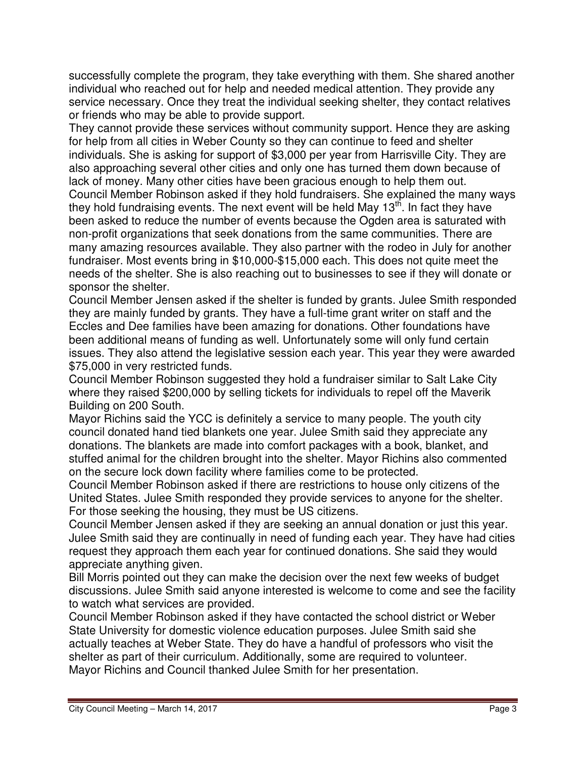successfully complete the program, they take everything with them. She shared another individual who reached out for help and needed medical attention. They provide any service necessary. Once they treat the individual seeking shelter, they contact relatives or friends who may be able to provide support.

They cannot provide these services without community support. Hence they are asking for help from all cities in Weber County so they can continue to feed and shelter individuals. She is asking for support of $3,000 per year from Harrisville City. They are also approaching several other cities and only one has turned them down because of lack of money. Many other cities have been gracious enough to help them out.

Council Member Robinson asked if they hold fundraisers. She explained the many ways they hold fundraising events. The next event will be held May 13th. In fact they have been asked to reduce the number of events because the Ogden area is saturated with non-profit organizations that seek donations from the same communities. There are many amazing resources available. They also partner with the rodeo in July for another fundraiser. Most events bring in $10,000-$15,000 each. This does not quite meet the needs of the shelter. She is also reaching out to businesses to see if they will donate or sponsor the shelter.

Council Member Jensen asked if the shelter is funded by grants. Julee Smith responded they are mainly funded by grants. They have a full-time grant writer on staff and the Eccles and Dee families have been amazing for donations. Other foundations have been additional means of funding as well. Unfortunately some will only fund certain issues. They also attend the legislative session each year. This year they were awarded $75,000 in very restricted funds.

Council Member Robinson suggested they hold a fundraiser similar to Salt Lake City where they raised $200,000 by selling tickets for individuals to repel off the Maverik Building on 200 South.

Mayor Richins said the YCC is definitely a service to many people. The youth city council donated hand tied blankets one year. Julee Smith said they appreciate any donations. The blankets are made into comfort packages with a book, blanket, and stuffed animal for the children brought into the shelter. Mayor Richins also commented on the secure lock down facility where families come to be protected.

Council Member Robinson asked if there are restrictions to house only citizens of the United States. Julee Smith responded they provide services to anyone for the shelter. For those seeking the housing, they must be US citizens.

Council Member Jensen asked if they are seeking an annual donation or just this year. Julee Smith said they are continually in need of funding each year. They have had cities request they approach them each year for continued donations. She said they would appreciate anything given.

Bill Morris pointed out they can make the decision over the next few weeks of budget discussions. Julee Smith said anyone interested is welcome to come and see the facility to watch what services are provided.

Council Member Robinson asked if they have contacted the school district or Weber State University for domestic violence education purposes. Julee Smith said she actually teaches at Weber State. They do have a handful of professors who visit the shelter as part of their curriculum. Additionally, some are required to volunteer.

Mayor Richins and Council thanked Julee Smith for her presentation.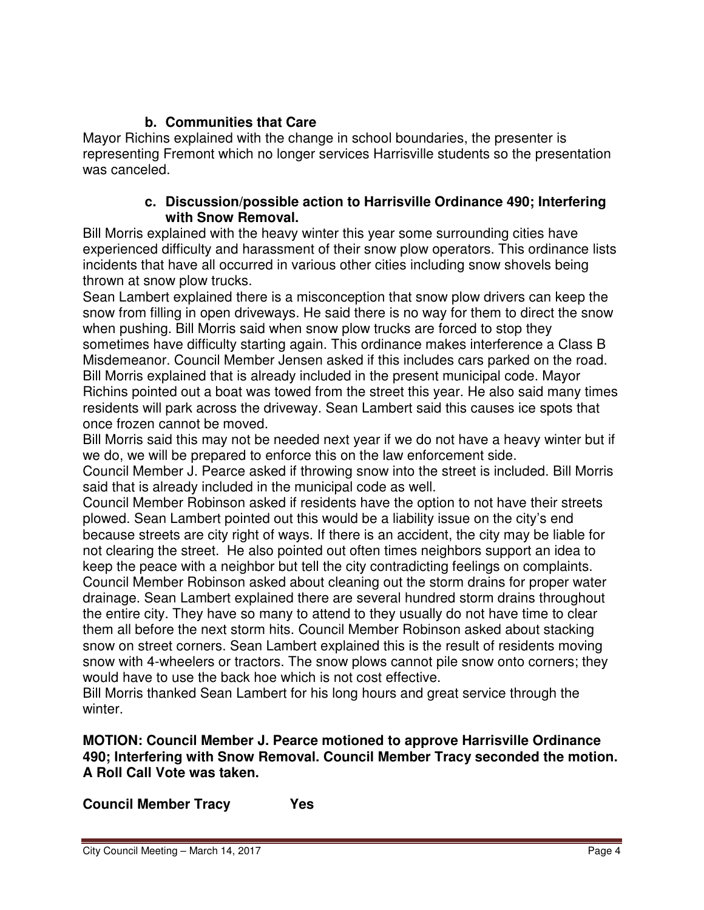### b. Communities that Care

Mayor Richins explained with the change in school boundaries, the presenter is representing Fremont which no longer services Harrisville students so the presentation was canceled.

### c. Discussion/possible action to Harrisville Ordinance 490; Interfering with Snow Removal.

Bill Morris explained with the heavy winter this year some surrounding cities have experienced difficulty and harassment of their snow plow operators. This ordinance lists incidents that have all occurred in various other cities including snow shovels being thrown at snow plow trucks.

Sean Lambert explained there is a misconception that snow plow drivers can keep the snow from filling in open driveways. He said there is no way for them to direct the snow when pushing. Bill Morris said when snow plow trucks are forced to stop they sometimes have difficulty starting again. This ordinance makes interference a Class B Misdemeanor. Council Member Jensen asked if this includes cars parked on the road. Bill Morris explained that is already included in the present municipal code. Mayor Richins pointed out a boat was towed from the street this year. He also said many times residents will park across the driveway. Sean Lambert said this causes ice spots that once frozen cannot be moved.

Bill Morris said this may not be needed next year if we do not have a heavy winter but if we do, we will be prepared to enforce this on the law enforcement side.

Council Member J. Pearce asked if throwing snow into the street is included. Bill Morris said that is already included in the municipal code as well.

Council Member Robinson asked if residents have the option to not have their streets plowed. Sean Lambert pointed out this would be a liability issue on the city's end because streets are city right of ways. If there is an accident, the city may be liable for not clearing the street. He also pointed out often times neighbors support an idea to keep the peace with a neighbor but tell the city contradicting feelings on complaints. Council Member Robinson asked about cleaning out the storm drains for proper water drainage. Sean Lambert explained there are several hundred storm drains throughout the entire city. They have so many to attend to they usually do not have time to clear them all before the next storm hits. Council Member Robinson asked about stacking snow on street corners. Sean Lambert explained this is the result of residents moving snow with 4-wheelers or tractors. The snow plows cannot pile snow onto corners; they would have to use the back hoe which is not cost effective.

Bill Morris thanked Sean Lambert for his long hours and great service through the winter.

**MOTION: Council Member J. Pearce motioned to approve Harrisville Ordinance 490; Interfering with Snow Removal. Council Member Tracy seconded the motion. A Roll Call Vote was taken.**

**Council Member Tracy Yes**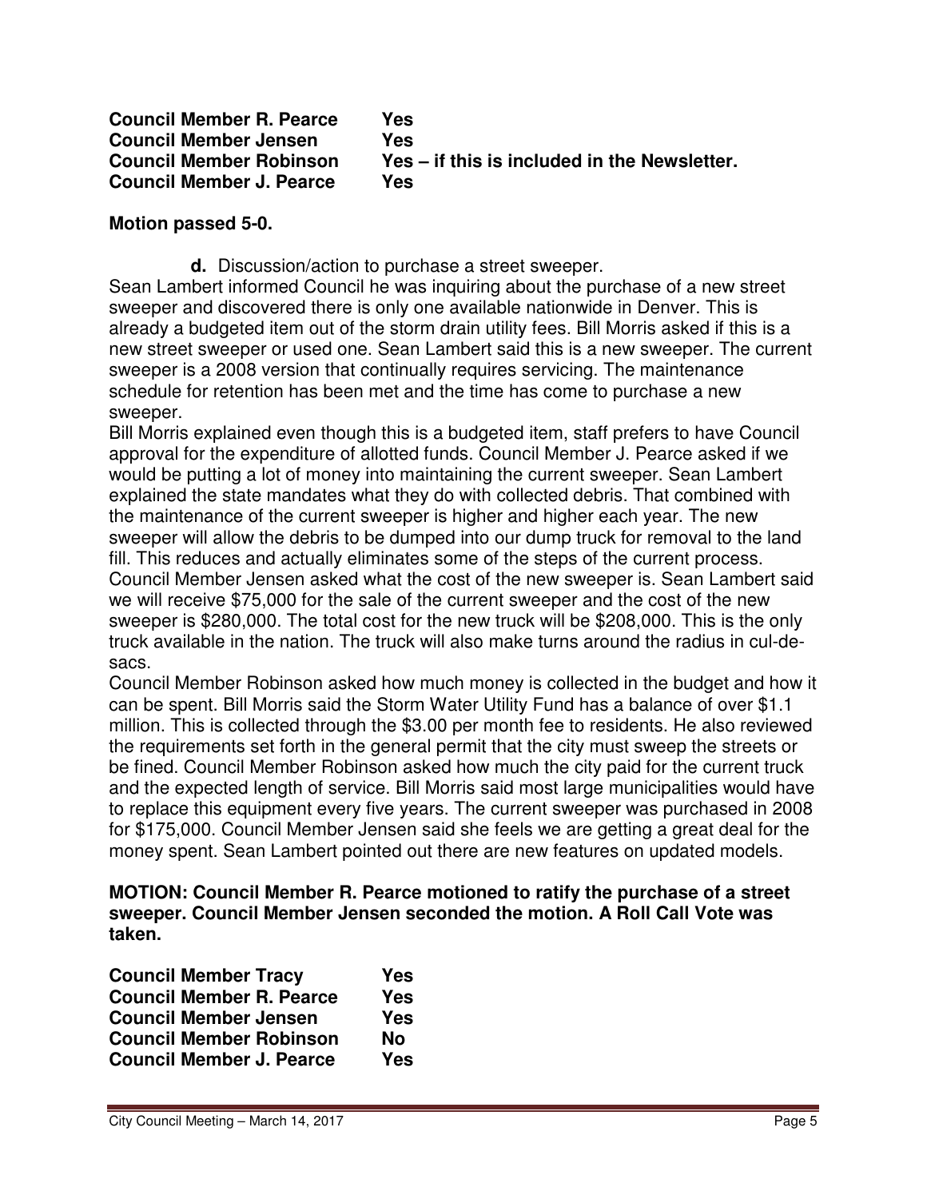| | |
|---|---|
| **Council Member R. Pearce** | **Yes** |
| **Council Member Jensen** | **Yes** |
| **Council Member Robinson** | **Yes – if this is included in the Newsletter.** |
| **Council Member J. Pearce** | **Yes** |

**Motion passed 5-0.**

**d.** Discussion/action to purchase a street sweeper.

Sean Lambert informed Council he was inquiring about the purchase of a new street sweeper and discovered there is only one available nationwide in Denver. This is already a budgeted item out of the storm drain utility fees. Bill Morris asked if this is a new street sweeper or used one. Sean Lambert said this is a new sweeper. The current sweeper is a 2008 version that continually requires servicing. The maintenance schedule for retention has been met and the time has come to purchase a new sweeper.

Bill Morris explained even though this is a budgeted item, staff prefers to have Council approval for the expenditure of allotted funds. Council Member J. Pearce asked if we would be putting a lot of money into maintaining the current sweeper. Sean Lambert explained the state mandates what they do with collected debris. That combined with the maintenance of the current sweeper is higher and higher each year. The new sweeper will allow the debris to be dumped into our dump truck for removal to the land fill. This reduces and actually eliminates some of the steps of the current process. Council Member Jensen asked what the cost of the new sweeper is. Sean Lambert said we will receive $75,000 for the sale of the current sweeper and the cost of the new sweeper is $280,000. The total cost for the new truck will be $208,000. This is the only truck available in the nation. The truck will also make turns around the radius in cul-de-sacs.

Council Member Robinson asked how much money is collected in the budget and how it can be spent. Bill Morris said the Storm Water Utility Fund has a balance of over $1.1 million. This is collected through the $3.00 per month fee to residents. He also reviewed the requirements set forth in the general permit that the city must sweep the streets or be fined. Council Member Robinson asked how much the city paid for the current truck and the expected length of service. Bill Morris said most large municipalities would have to replace this equipment every five years. The current sweeper was purchased in 2008 for $175,000. Council Member Jensen said she feels we are getting a great deal for the money spent. Sean Lambert pointed out there are new features on updated models.

**MOTION: Council Member R. Pearce motioned to ratify the purchase of a street sweeper. Council Member Jensen seconded the motion. A Roll Call Vote was taken.**

| | |
|---|---|
| **Council Member Tracy** | **Yes** |
| **Council Member R. Pearce** | **Yes** |
| **Council Member Jensen** | **Yes** |
| **Council Member Robinson** | **No** |
| **Council Member J. Pearce** | **Yes** |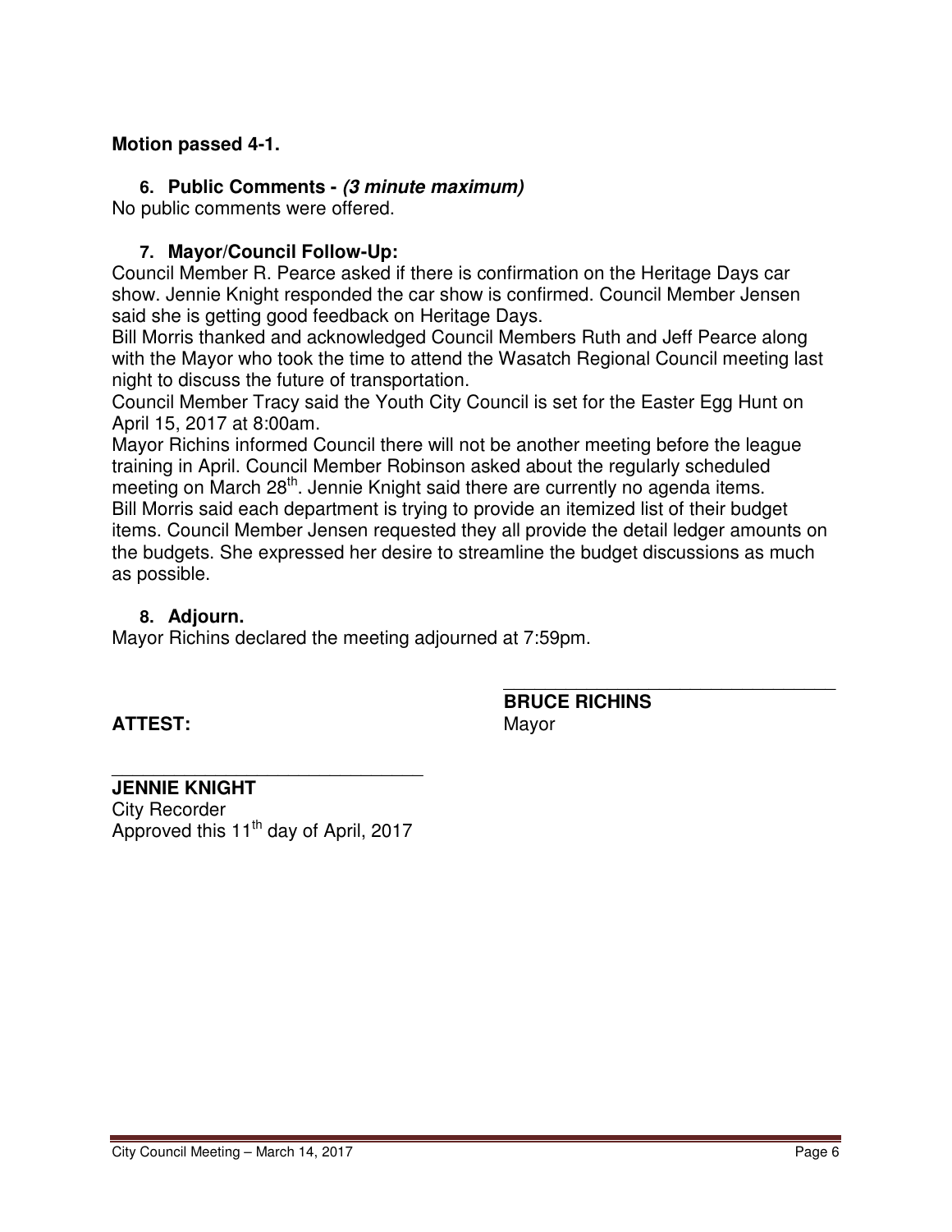**Motion passed 4-1.**

**6. Public Comments -** ***(3 minute maximum)***

No public comments were offered.

**7. Mayor/Council Follow-Up:**

Council Member R. Pearce asked if there is confirmation on the Heritage Days car show. Jennie Knight responded the car show is confirmed. Council Member Jensen said she is getting good feedback on Heritage Days.

Bill Morris thanked and acknowledged Council Members Ruth and Jeff Pearce along with the Mayor who took the time to attend the Wasatch Regional Council meeting last night to discuss the future of transportation.

Council Member Tracy said the Youth City Council is set for the Easter Egg Hunt on April 15, 2017 at 8:00am.

Mayor Richins informed Council there will not be another meeting before the league training in April. Council Member Robinson asked about the regularly scheduled meeting on March 28th. Jennie Knight said there are currently no agenda items.

Bill Morris said each department is trying to provide an itemized list of their budget items. Council Member Jensen requested they all provide the detail ledger amounts on the budgets. She expressed her desire to streamline the budget discussions as much as possible.

**8. Adjourn.**

Mayor Richins declared the meeting adjourned at 7:59pm.

\_\_\_\_\_\_\_\_\_\_\_\_\_\_\_\_\_\_\_\_\_\_\_\_\_\_\_\_\_\_\_\_\_\_

**BRUCE RICHINS**
Mayor

**ATTEST:**

\_\_\_\_\_\_\_\_\_\_\_\_\_\_\_\_\_\_\_\_\_\_\_\_\_\_\_\_\_\_\_\_

**JENNIE KNIGHT**
City Recorder
Approved this 11th day of April, 2017